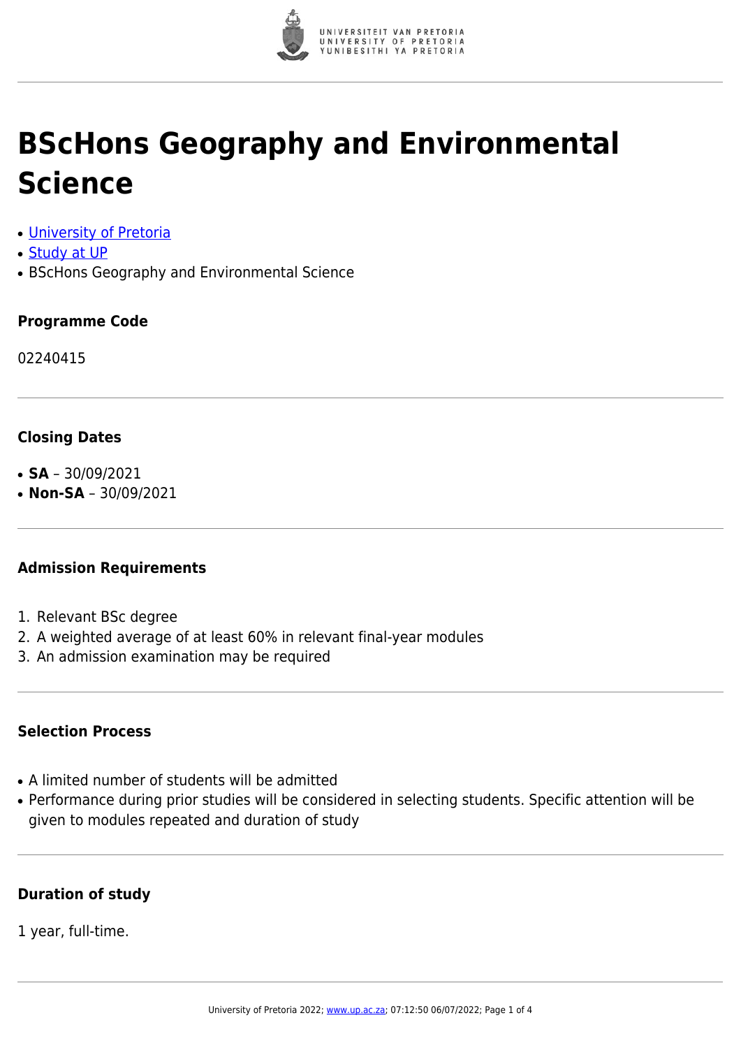# BScHons Geography and Environmental Science

- [University of Pretoria]
- [Study at UP]
- BScHons Geography and Environmental Science

### Programme Code

02240415

### Closing Dates

- **SA** – 30/09/2021
- **Non-SA** – 30/09/2021

### Admission Requirements

1. Relevant BSc degree
2. A weighted average of at least 60% in relevant final-year modules
3. An admission examination may be required

### Selection Process

- A limited number of students will be admitted
- Performance during prior studies will be considered in selecting students. Specific attention will be given to modules repeated and duration of study

### Duration of study

1 year, full-time.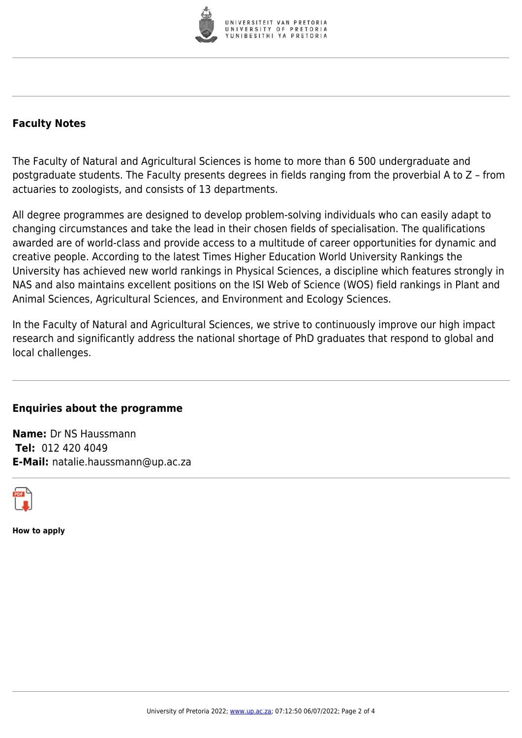## Faculty Notes

The Faculty of Natural and Agricultural Sciences is home to more than 6 500 undergraduate and postgraduate students. The Faculty presents degrees in fields ranging from the proverbial A to Z – from actuaries to zoologists, and consists of 13 departments.

All degree programmes are designed to develop problem-solving individuals who can easily adapt to changing circumstances and take the lead in their chosen fields of specialisation. The qualifications awarded are of world-class and provide access to a multitude of career opportunities for dynamic and creative people. According to the latest Times Higher Education World University Rankings the University has achieved new world rankings in Physical Sciences, a discipline which features strongly in NAS and also maintains excellent positions on the ISI Web of Science (WOS) field rankings in Plant and Animal Sciences, Agricultural Sciences, and Environment and Ecology Sciences.

In the Faculty of Natural and Agricultural Sciences, we strive to continuously improve our high impact research and significantly address the national shortage of PhD graduates that respond to global and local challenges.

## Enquiries about the programme

**Name:** Dr NS Haussmann
**Tel:** 012 420 4049
**E-Mail:** natalie.haussmann@up.ac.za

**How to apply**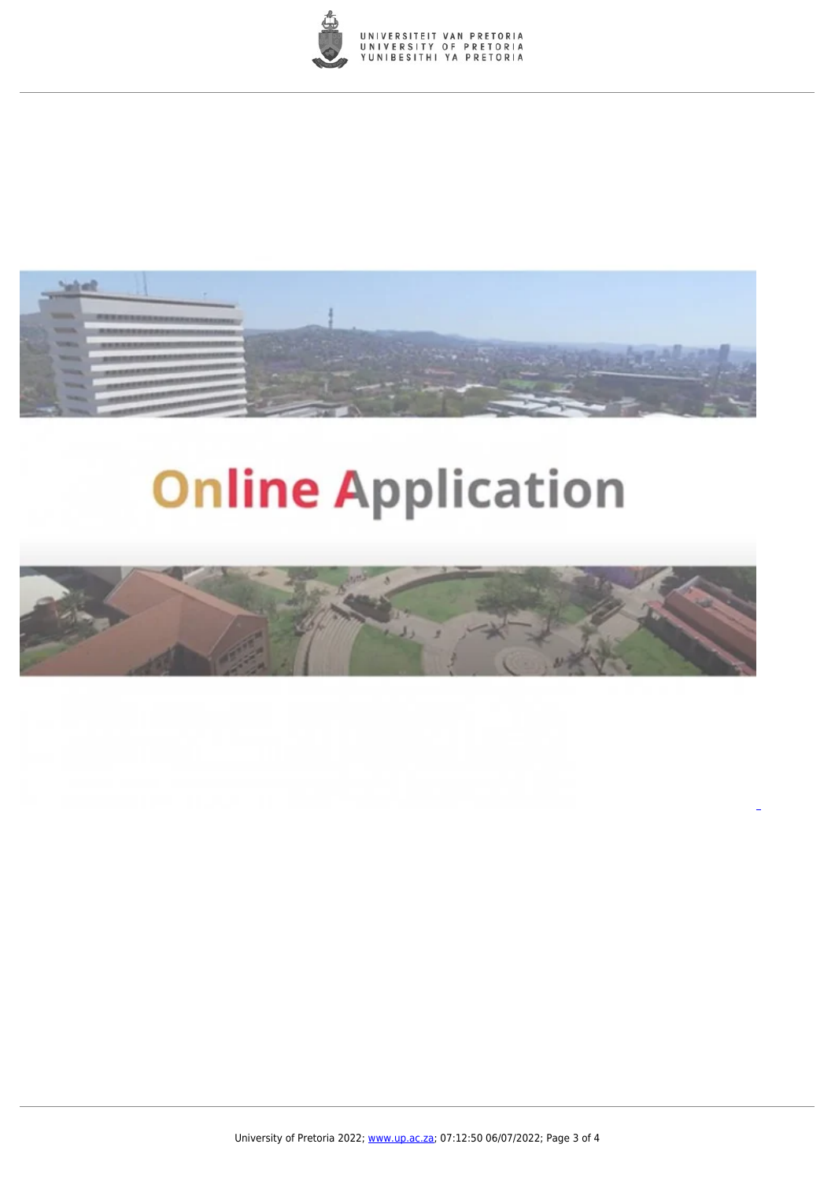Online Application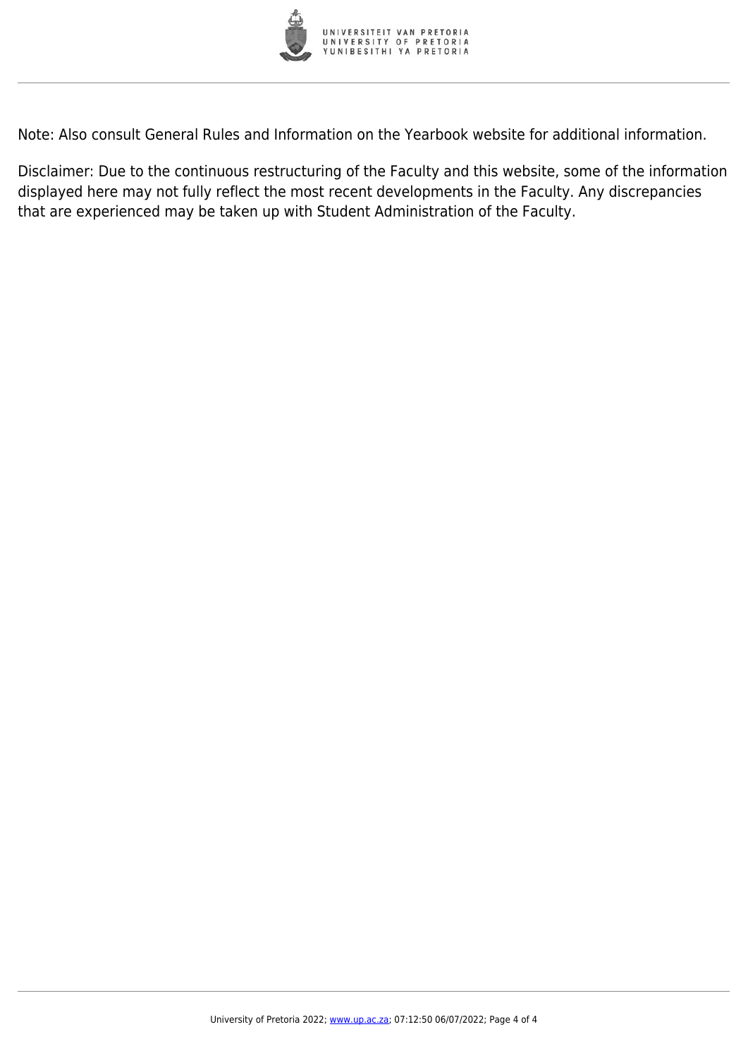Note: Also consult General Rules and Information on the Yearbook website for additional information.

Disclaimer: Due to the continuous restructuring of the Faculty and this website, some of the information displayed here may not fully reflect the most recent developments in the Faculty. Any discrepancies that are experienced may be taken up with Student Administration of the Faculty.